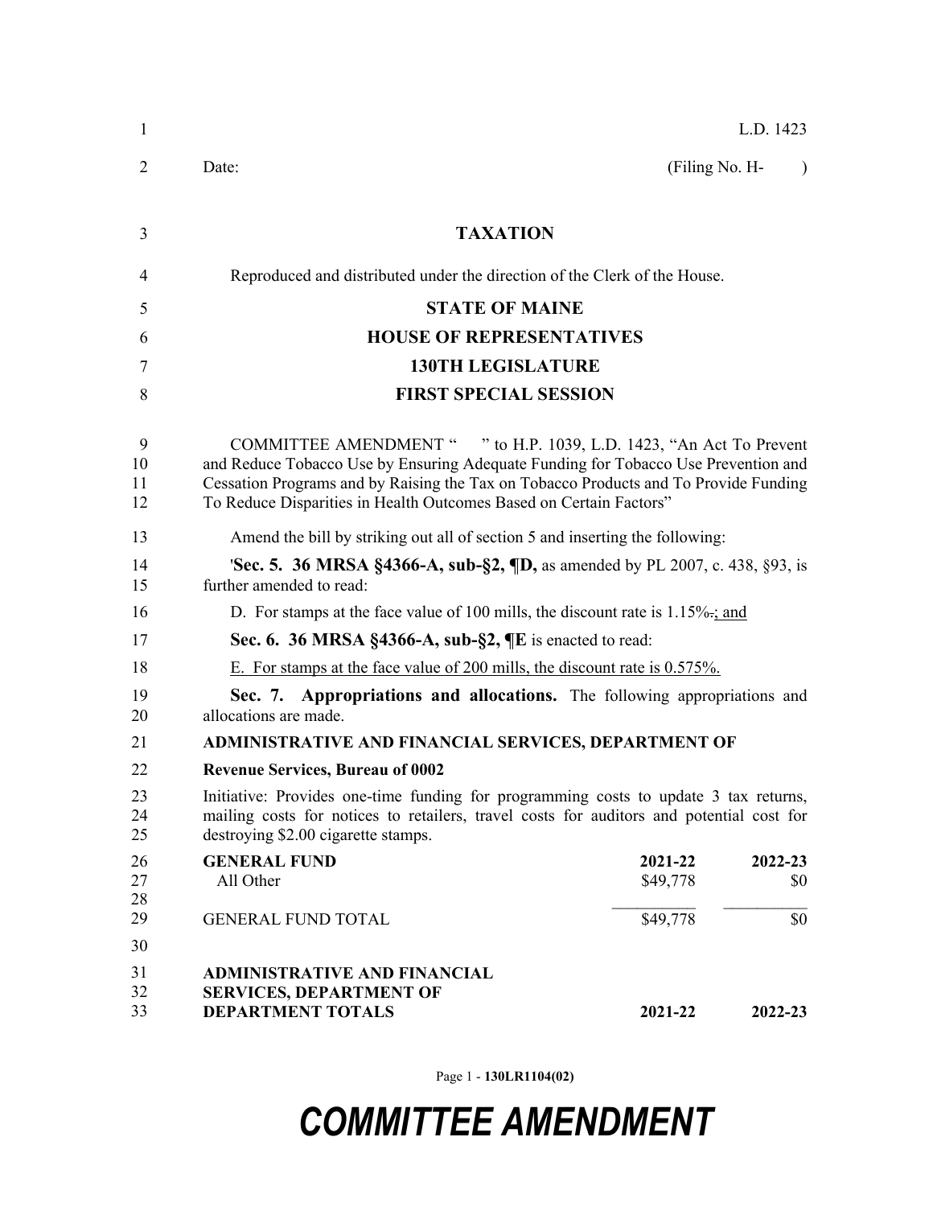L.D. 1423

Date: (Filing No. H- )

# TAXATION

Reproduced and distributed under the direction of the Clerk of the House.

## STATE OF MAINE
## HOUSE OF REPRESENTATIVES
## 130TH LEGISLATURE
## FIRST SPECIAL SESSION

COMMITTEE AMENDMENT " " to H.P. 1039, L.D. 1423, "An Act To Prevent and Reduce Tobacco Use by Ensuring Adequate Funding for Tobacco Use Prevention and Cessation Programs and by Raising the Tax on Tobacco Products and To Provide Funding To Reduce Disparities in Health Outcomes Based on Certain Factors"

Amend the bill by striking out all of section 5 and inserting the following:

'**Sec. 5. 36 MRSA §4366-A, sub-§2, ¶D,** as amended by PL 2007, c. 438, §93, is further amended to read:

D. For stamps at the face value of 100 mills, the discount rate is 1.15%~~.~~; and

**Sec. 6. 36 MRSA §4366-A, sub-§2, ¶E** is enacted to read:

E. For stamps at the face value of 200 mills, the discount rate is 0.575%.

**Sec. 7. Appropriations and allocations.** The following appropriations and allocations are made.

**ADMINISTRATIVE AND FINANCIAL SERVICES, DEPARTMENT OF**

**Revenue Services, Bureau of 0002**

Initiative: Provides one-time funding for programming costs to update 3 tax returns, mailing costs for notices to retailers, travel costs for auditors and potential cost for destroying $2.00 cigarette stamps.

| GENERAL FUND | 2021-22 | 2022-23 |
|---|---|---|
| All Other | $49,778 | $0 |
| GENERAL FUND TOTAL | $49,778 | $0 |

| ADMINISTRATIVE AND FINANCIAL SERVICES, DEPARTMENT OF DEPARTMENT TOTALS | 2021-22 | 2022-23 |
|---|---|---|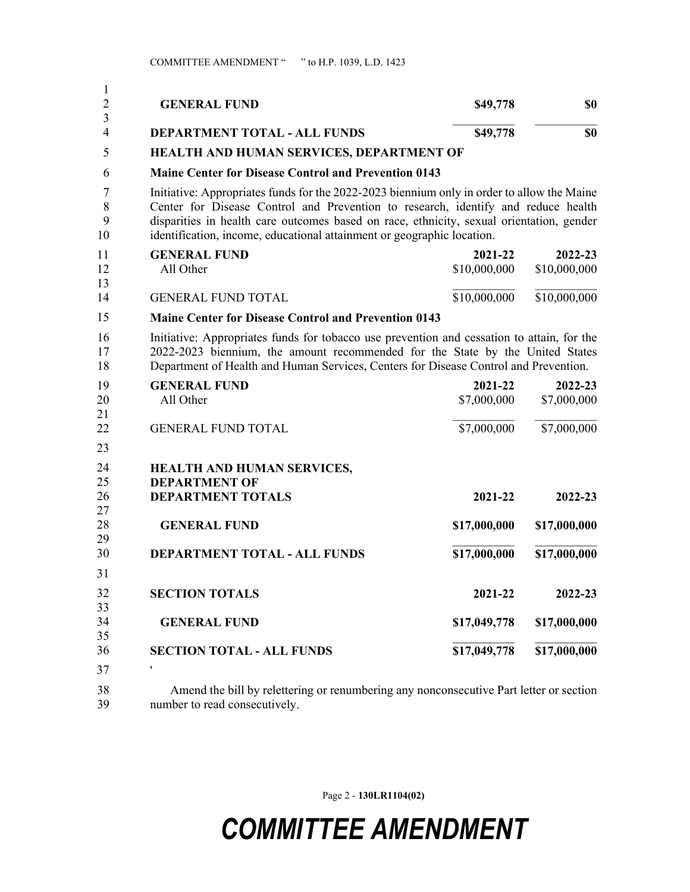| | | |
|---|---|---|
| **GENERAL FUND** | **$49,778** | **$0** |
| **DEPARTMENT TOTAL - ALL FUNDS** | **$49,778** | **$0** |

**HEALTH AND HUMAN SERVICES, DEPARTMENT OF**

**Maine Center for Disease Control and Prevention 0143**

Initiative: Appropriates funds for the 2022-2023 biennium only in order to allow the Maine Center for Disease Control and Prevention to research, identify and reduce health disparities in health care outcomes based on race, ethnicity, sexual orientation, gender identification, income, educational attainment or geographic location.

| GENERAL FUND | 2021-22 | 2022-23 |
|---|---|---|
| All Other | $10,000,000 | $10,000,000 |
| GENERAL FUND TOTAL | $10,000,000 | $10,000,000 |

**Maine Center for Disease Control and Prevention 0143**

Initiative: Appropriates funds for tobacco use prevention and cessation to attain, for the 2022-2023 biennium, the amount recommended for the State by the United States Department of Health and Human Services, Centers for Disease Control and Prevention.

| GENERAL FUND | 2021-22 | 2022-23 |
|---|---|---|
| All Other | $7,000,000 | $7,000,000 |
| GENERAL FUND TOTAL | $7,000,000 | $7,000,000 |

| HEALTH AND HUMAN SERVICES, DEPARTMENT OF DEPARTMENT TOTALS | 2021-22 | 2022-23 |
|---|---|---|
| **GENERAL FUND** | **$17,000,000** | **$17,000,000** |
| **DEPARTMENT TOTAL - ALL FUNDS** | **$17,000,000** | **$17,000,000** |

| SECTION TOTALS | 2021-22 | 2022-23 |
|---|---|---|
| **GENERAL FUND** | **$17,049,778** | **$17,000,000** |
| **SECTION TOTAL - ALL FUNDS** | **$17,049,778** | **$17,000,000** |

'

Amend the bill by relettering or renumbering any nonconsecutive Part letter or section number to read consecutively.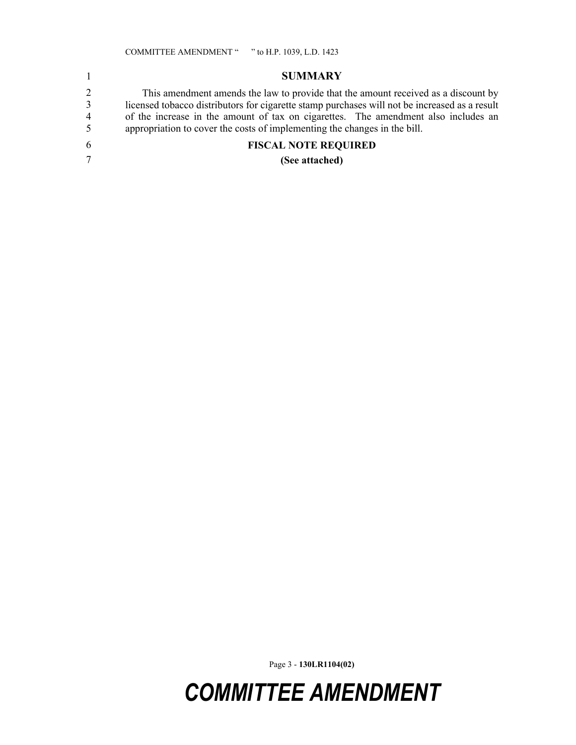## SUMMARY

This amendment amends the law to provide that the amount received as a discount by licensed tobacco distributors for cigarette stamp purchases will not be increased as a result of the increase in the amount of tax on cigarettes. The amendment also includes an appropriation to cover the costs of implementing the changes in the bill.

**FISCAL NOTE REQUIRED**

**(See attached)**